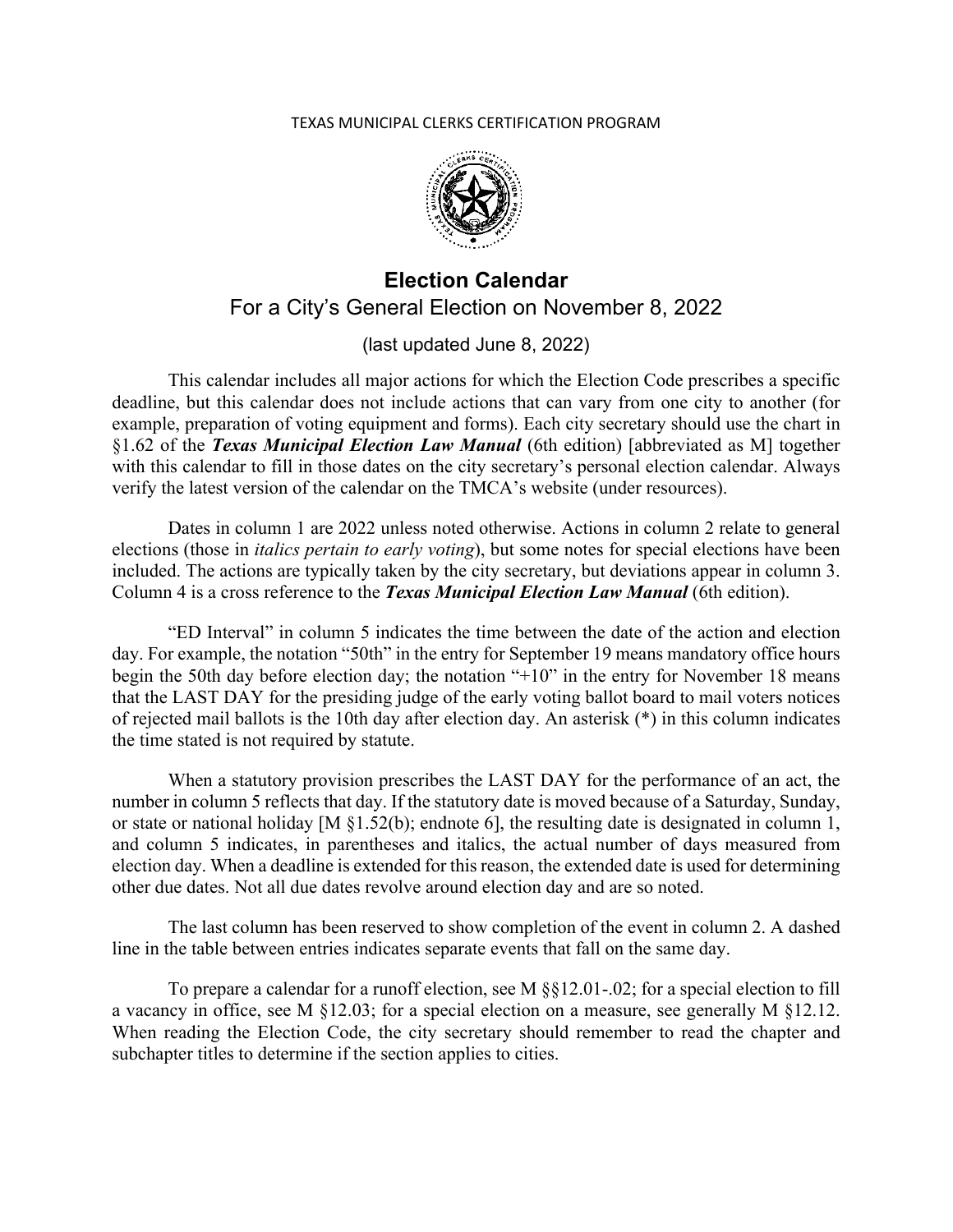TEXAS MUNICIPAL CLERKS CERTIFICATION PROGRAM

# Election Calendar

## For a City's General Election on November 8, 2022

(last updated June 8, 2022)

This calendar includes all major actions for which the Election Code prescribes a specific deadline, but this calendar does not include actions that can vary from one city to another (for example, preparation of voting equipment and forms). Each city secretary should use the chart in §1.62 of the ***Texas Municipal Election Law Manual*** (6th edition) [abbreviated as M] together with this calendar to fill in those dates on the city secretary's personal election calendar. Always verify the latest version of the calendar on the TMCA's website (under resources).

Dates in column 1 are 2022 unless noted otherwise. Actions in column 2 relate to general elections (those in *italics pertain to early voting*), but some notes for special elections have been included. The actions are typically taken by the city secretary, but deviations appear in column 3. Column 4 is a cross reference to the ***Texas Municipal Election Law Manual*** (6th edition).

"ED Interval" in column 5 indicates the time between the date of the action and election day. For example, the notation "50th" in the entry for September 19 means mandatory office hours begin the 50th day before election day; the notation "+10" in the entry for November 18 means that the LAST DAY for the presiding judge of the early voting ballot board to mail voters notices of rejected mail ballots is the 10th day after election day. An asterisk (*) in this column indicates the time stated is not required by statute.

When a statutory provision prescribes the LAST DAY for the performance of an act, the number in column 5 reflects that day. If the statutory date is moved because of a Saturday, Sunday, or state or national holiday [M §1.52(b); endnote 6], the resulting date is designated in column 1, and column 5 indicates, in parentheses and italics, the actual number of days measured from election day. When a deadline is extended for this reason, the extended date is used for determining other due dates. Not all due dates revolve around election day and are so noted.

The last column has been reserved to show completion of the event in column 2. A dashed line in the table between entries indicates separate events that fall on the same day.

To prepare a calendar for a runoff election, see M §§12.01-.02; for a special election to fill a vacancy in office, see M §12.03; for a special election on a measure, see generally M §12.12. When reading the Election Code, the city secretary should remember to read the chapter and subchapter titles to determine if the section applies to cities.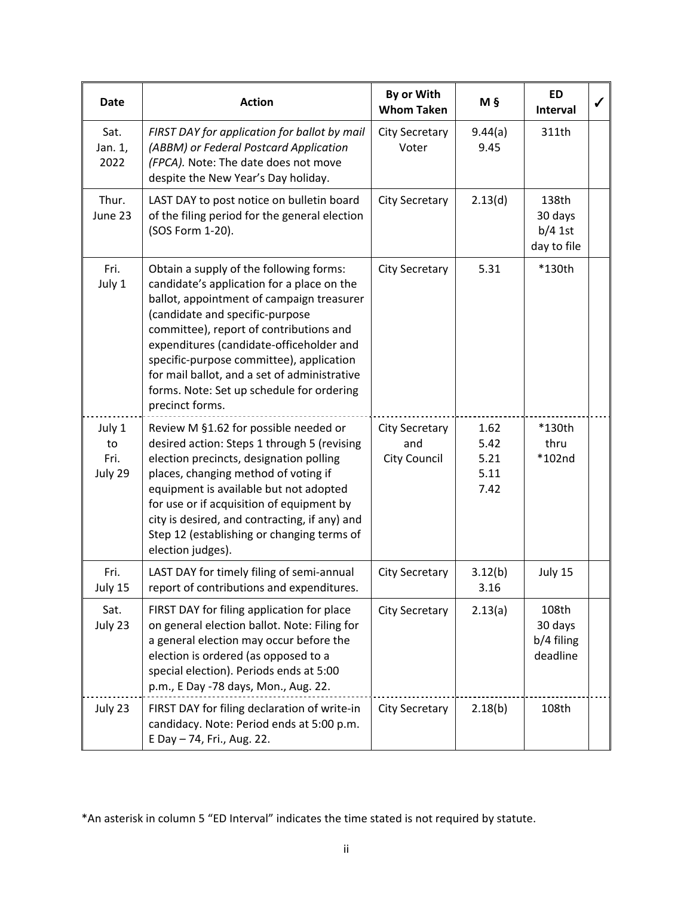| Date | Action | By or With Whom Taken | M § | ED Interval | ✓ |
|---|---|---|---|---|---|
| Sat. Jan. 1, 2022 | *FIRST DAY for application for ballot by mail (ABBM) or Federal Postcard Application (FPCA).* Note: The date does not move despite the New Year's Day holiday. | City Secretary Voter | 9.44(a) 9.45 | 311th | |
| Thur. June 23 | LAST DAY to post notice on bulletin board of the filing period for the general election (SOS Form 1-20). | City Secretary | 2.13(d) | 138th 30 days b/4 1st day to file | |
| Fri. July 1 | Obtain a supply of the following forms: candidate's application for a place on the ballot, appointment of campaign treasurer (candidate and specific-purpose committee), report of contributions and expenditures (candidate-officeholder and specific-purpose committee), application for mail ballot, and a set of administrative forms. Note: Set up schedule for ordering precinct forms. | City Secretary | 5.31 | *130th | |
| July 1 to Fri. July 29 | Review M §1.62 for possible needed or desired action: Steps 1 through 5 (revising election precincts, designation polling places, changing method of voting if equipment is available but not adopted for use or if acquisition of equipment by city is desired, and contracting, if any) and Step 12 (establishing or changing terms of election judges). | City Secretary and City Council | 1.62 5.42 5.21 5.11 7.42 | *130th thru *102nd | |
| Fri. July 15 | LAST DAY for timely filing of semi-annual report of contributions and expenditures. | City Secretary | 3.12(b) 3.16 | July 15 | |
| Sat. July 23 | FIRST DAY for filing application for place on general election ballot. Note: Filing for a general election may occur before the election is ordered (as opposed to a special election). Periods ends at 5:00 p.m., E Day -78 days, Mon., Aug. 22. | City Secretary | 2.13(a) | 108th 30 days b/4 filing deadline | |
| July 23 | FIRST DAY for filing declaration of write-in candidacy. Note: Period ends at 5:00 p.m. E Day – 74, Fri., Aug. 22. | City Secretary | 2.18(b) | 108th | |

*An asterisk in column 5 "ED Interval" indicates the time stated is not required by statute.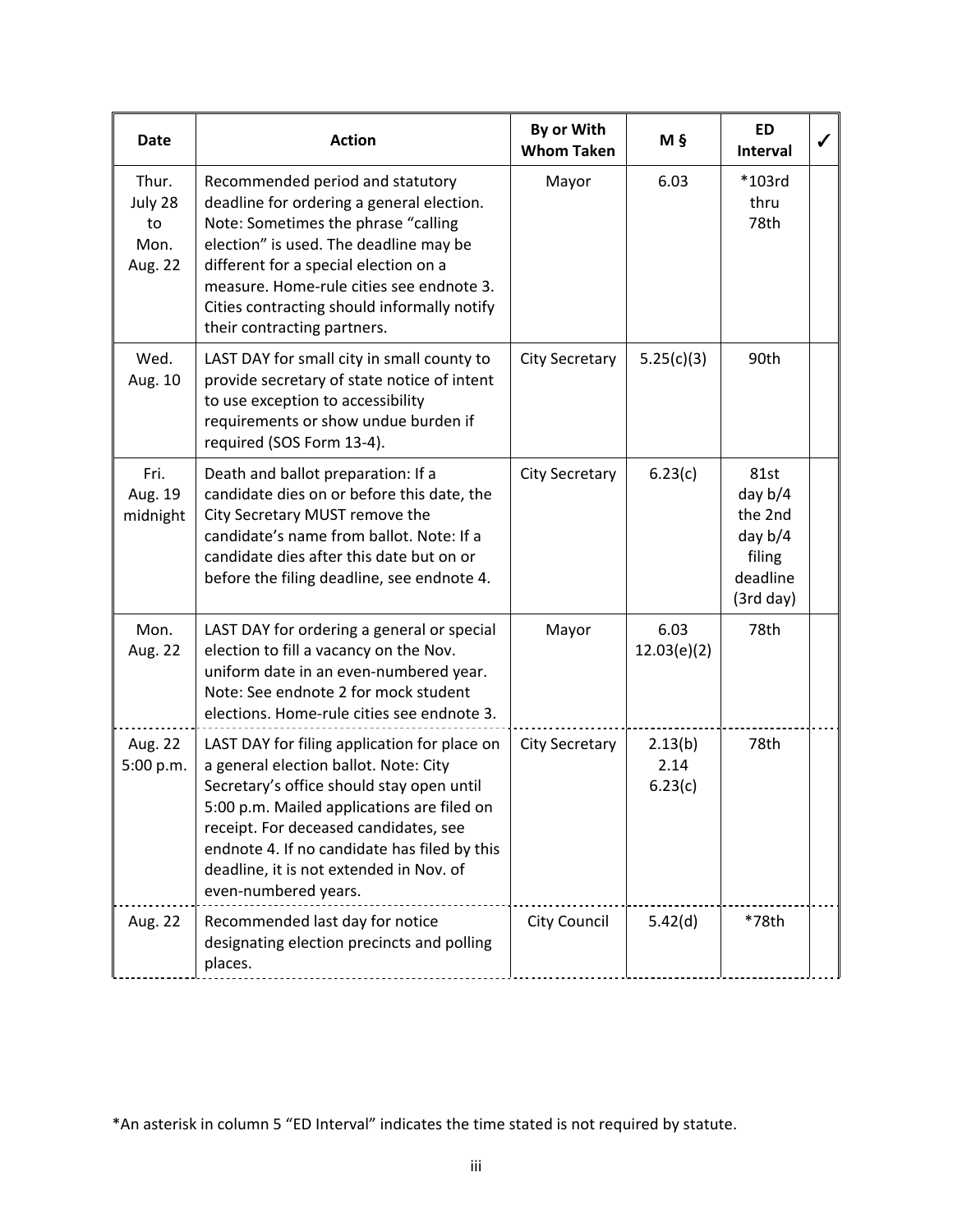| Date | Action | By or With Whom Taken | M § | ED Interval | ✓ |
|---|---|---|---|---|---|
| Thur. July 28 to Mon. Aug. 22 | Recommended period and statutory deadline for ordering a general election. Note: Sometimes the phrase "calling election" is used. The deadline may be different for a special election on a measure. Home-rule cities see endnote 3. Cities contracting should informally notify their contracting partners. | Mayor | 6.03 | *103rd thru 78th | |
| Wed. Aug. 10 | LAST DAY for small city in small county to provide secretary of state notice of intent to use exception to accessibility requirements or show undue burden if required (SOS Form 13-4). | City Secretary | 5.25(c)(3) | 90th | |
| Fri. Aug. 19 midnight | Death and ballot preparation: If a candidate dies on or before this date, the City Secretary MUST remove the candidate's name from ballot. Note: If a candidate dies after this date but on or before the filing deadline, see endnote 4. | City Secretary | 6.23(c) | 81st day b/4 the 2nd day b/4 filing deadline (3rd day) | |
| Mon. Aug. 22 | LAST DAY for ordering a general or special election to fill a vacancy on the Nov. uniform date in an even-numbered year. Note: See endnote 2 for mock student elections. Home-rule cities see endnote 3. | Mayor | 6.03 12.03(e)(2) | 78th | |
| Aug. 22 5:00 p.m. | LAST DAY for filing application for place on a general election ballot. Note: City Secretary's office should stay open until 5:00 p.m. Mailed applications are filed on receipt. For deceased candidates, see endnote 4. If no candidate has filed by this deadline, it is not extended in Nov. of even-numbered years. | City Secretary | 2.13(b) 2.14 6.23(c) | 78th | |
| Aug. 22 | Recommended last day for notice designating election precincts and polling places. | City Council | 5.42(d) | *78th | |

*An asterisk in column 5 "ED Interval" indicates the time stated is not required by statute.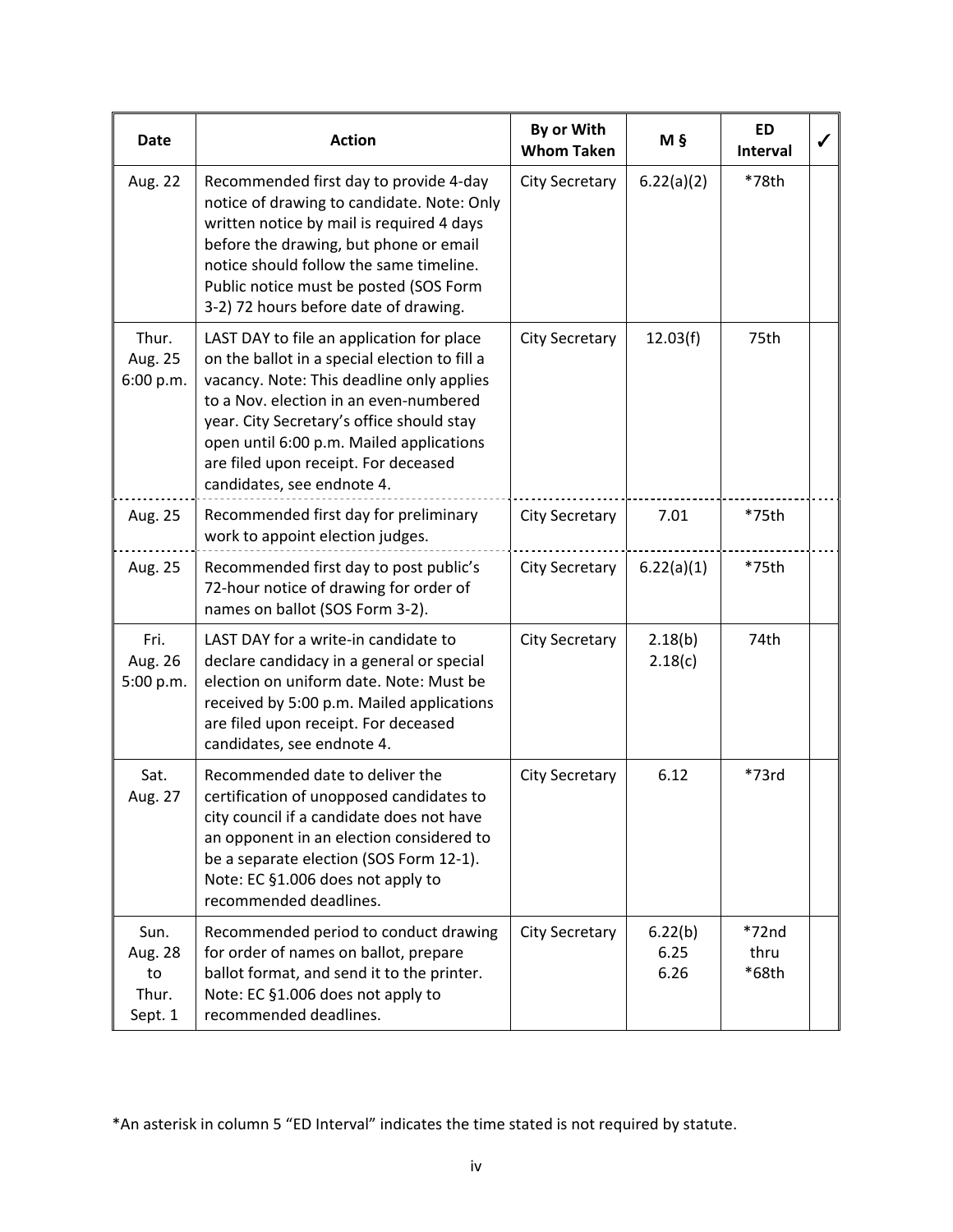| Date | Action | By or With Whom Taken | M § | ED Interval | ✓ |
|---|---|---|---|---|---|
| Aug. 22 | Recommended first day to provide 4-day notice of drawing to candidate. Note: Only written notice by mail is required 4 days before the drawing, but phone or email notice should follow the same timeline. Public notice must be posted (SOS Form 3-2) 72 hours before date of drawing. | City Secretary | 6.22(a)(2) | *78th | |
| Thur. Aug. 25 6:00 p.m. | LAST DAY to file an application for place on the ballot in a special election to fill a vacancy. Note: This deadline only applies to a Nov. election in an even-numbered year. City Secretary's office should stay open until 6:00 p.m. Mailed applications are filed upon receipt. For deceased candidates, see endnote 4. | City Secretary | 12.03(f) | 75th | |
| Aug. 25 | Recommended first day for preliminary work to appoint election judges. | City Secretary | 7.01 | *75th | |
| Aug. 25 | Recommended first day to post public's 72-hour notice of drawing for order of names on ballot (SOS Form 3-2). | City Secretary | 6.22(a)(1) | *75th | |
| Fri. Aug. 26 5:00 p.m. | LAST DAY for a write-in candidate to declare candidacy in a general or special election on uniform date. Note: Must be received by 5:00 p.m. Mailed applications are filed upon receipt. For deceased candidates, see endnote 4. | City Secretary | 2.18(b) 2.18(c) | 74th | |
| Sat. Aug. 27 | Recommended date to deliver the certification of unopposed candidates to city council if a candidate does not have an opponent in an election considered to be a separate election (SOS Form 12-1). Note: EC §1.006 does not apply to recommended deadlines. | City Secretary | 6.12 | *73rd | |
| Sun. Aug. 28 to Thur. Sept. 1 | Recommended period to conduct drawing for order of names on ballot, prepare ballot format, and send it to the printer. Note: EC §1.006 does not apply to recommended deadlines. | City Secretary | 6.22(b) 6.25 6.26 | *72nd thru *68th | |

*An asterisk in column 5 "ED Interval" indicates the time stated is not required by statute.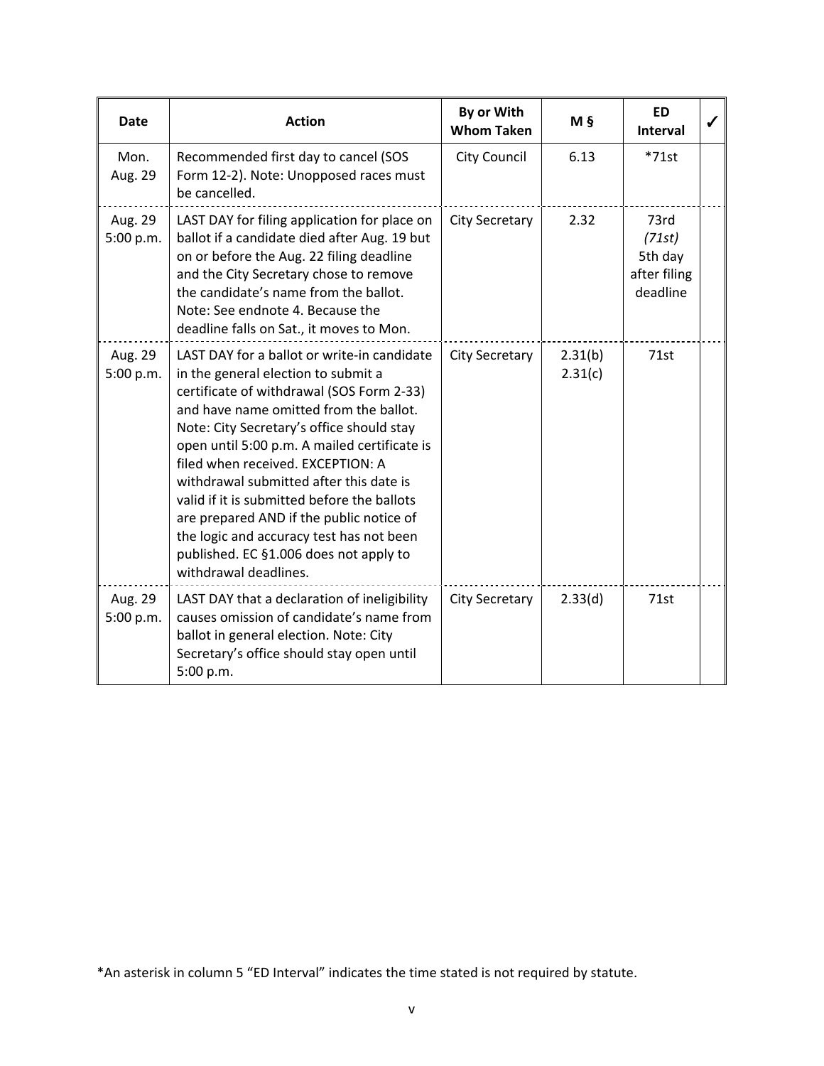| Date | Action | By or With Whom Taken | M § | ED Interval | ✓ |
|---|---|---|---|---|---|
| Mon. Aug. 29 | Recommended first day to cancel (SOS Form 12-2). Note: Unopposed races must be cancelled. | City Council | 6.13 | *71st | |
| Aug. 29 5:00 p.m. | LAST DAY for filing application for place on ballot if a candidate died after Aug. 19 but on or before the Aug. 22 filing deadline and the City Secretary chose to remove the candidate's name from the ballot. Note: See endnote 4. Because the deadline falls on Sat., it moves to Mon. | City Secretary | 2.32 | 73rd *(71st)* 5th day after filing deadline | |
| Aug. 29 5:00 p.m. | LAST DAY for a ballot or write-in candidate in the general election to submit a certificate of withdrawal (SOS Form 2-33) and have name omitted from the ballot. Note: City Secretary's office should stay open until 5:00 p.m. A mailed certificate is filed when received. EXCEPTION: A withdrawal submitted after this date is valid if it is submitted before the ballots are prepared AND if the public notice of the logic and accuracy test has not been published. EC §1.006 does not apply to withdrawal deadlines. | City Secretary | 2.31(b) 2.31(c) | 71st | |
| Aug. 29 5:00 p.m. | LAST DAY that a declaration of ineligibility causes omission of candidate's name from ballot in general election. Note: City Secretary's office should stay open until 5:00 p.m. | City Secretary | 2.33(d) | 71st | |

*An asterisk in column 5 "ED Interval" indicates the time stated is not required by statute.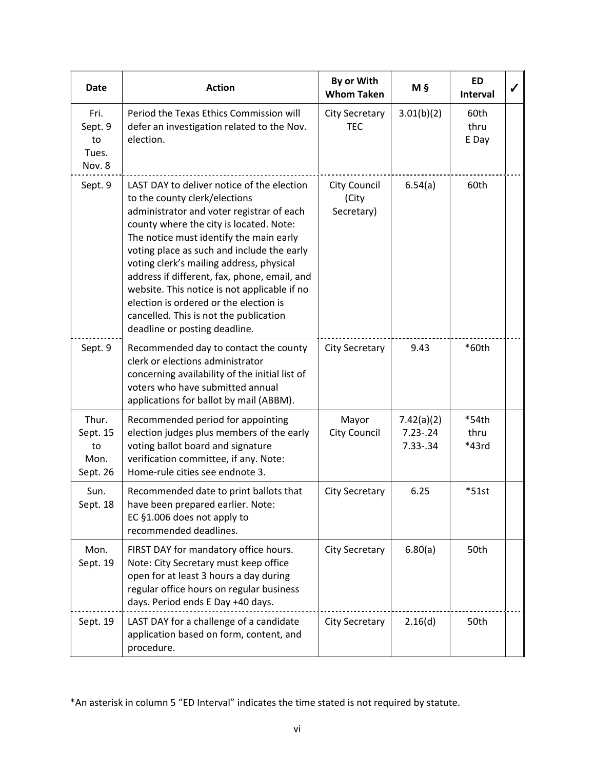| Date | Action | By or With Whom Taken | M § | ED Interval | ✓ |
|---|---|---|---|---|---|
| Fri. Sept. 9 to Tues. Nov. 8 | Period the Texas Ethics Commission will defer an investigation related to the Nov. election. | City Secretary TEC | 3.01(b)(2) | 60th thru E Day | |
| Sept. 9 | LAST DAY to deliver notice of the election to the county clerk/elections administrator and voter registrar of each county where the city is located. Note: The notice must identify the main early voting place as such and include the early voting clerk's mailing address, physical address if different, fax, phone, email, and website. This notice is not applicable if no election is ordered or the election is cancelled. This is not the publication deadline or posting deadline. | City Council (City Secretary) | 6.54(a) | 60th | |
| Sept. 9 | Recommended day to contact the county clerk or elections administrator concerning availability of the initial list of voters who have submitted annual applications for ballot by mail (ABBM). | City Secretary | 9.43 | *60th | |
| Thur. Sept. 15 to Mon. Sept. 26 | Recommended period for appointing election judges plus members of the early voting ballot board and signature verification committee, if any. Note: Home-rule cities see endnote 3. | Mayor City Council | 7.42(a)(2) 7.23-.24 7.33-.34 | *54th thru *43rd | |
| Sun. Sept. 18 | Recommended date to print ballots that have been prepared earlier. Note: EC §1.006 does not apply to recommended deadlines. | City Secretary | 6.25 | *51st | |
| Mon. Sept. 19 | FIRST DAY for mandatory office hours. Note: City Secretary must keep office open for at least 3 hours a day during regular office hours on regular business days. Period ends E Day +40 days. | City Secretary | 6.80(a) | 50th | |
| Sept. 19 | LAST DAY for a challenge of a candidate application based on form, content, and procedure. | City Secretary | 2.16(d) | 50th | |

*An asterisk in column 5 "ED Interval" indicates the time stated is not required by statute.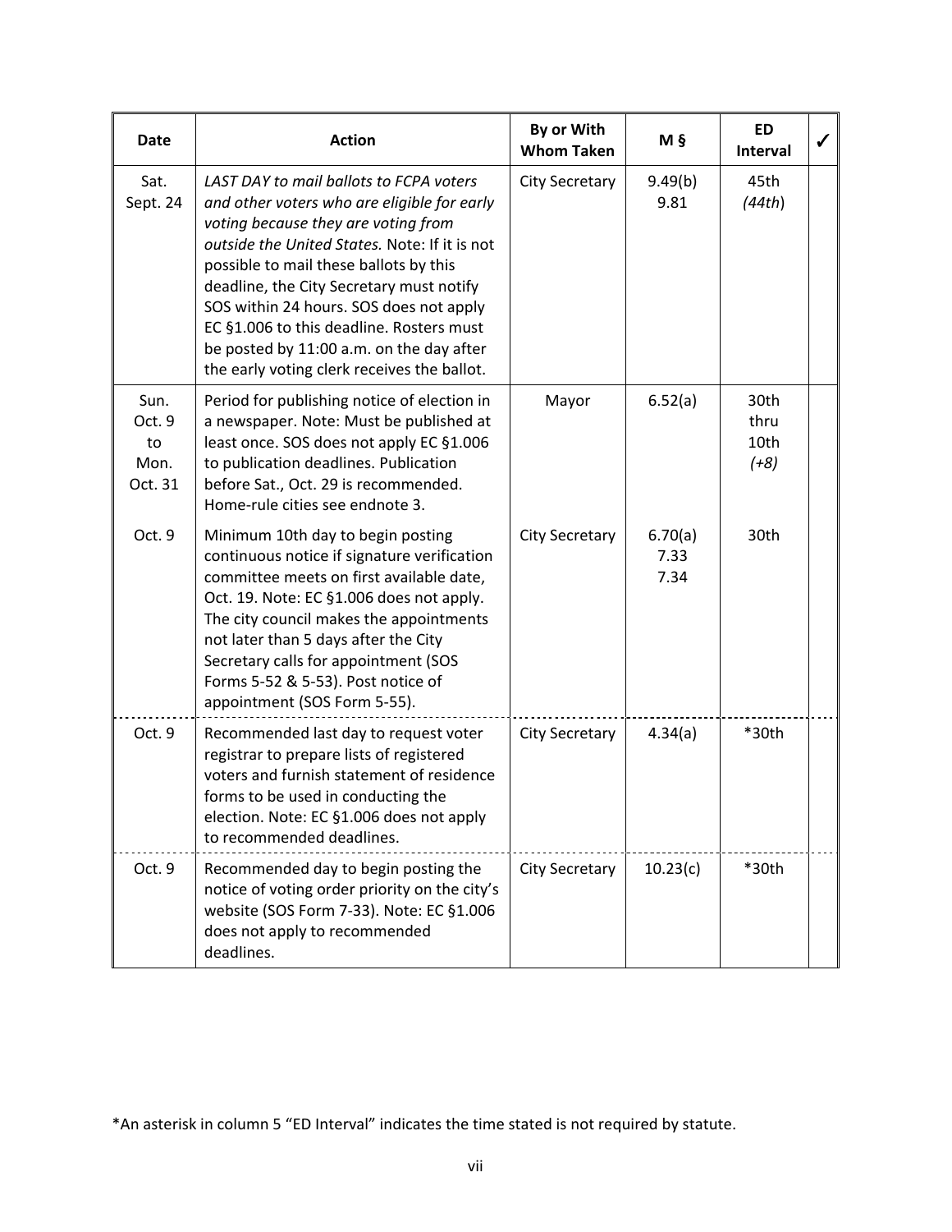| Date | Action | By or With Whom Taken | M § | ED Interval | ✓ |
|---|---|---|---|---|---|
| Sat. Sept. 24 | *LAST DAY to mail ballots to FCPA voters and other voters who are eligible for early voting because they are voting from outside the United States.* Note: If it is not possible to mail these ballots by this deadline, the City Secretary must notify SOS within 24 hours. SOS does not apply EC §1.006 to this deadline. Rosters must be posted by 11:00 a.m. on the day after the early voting clerk receives the ballot. | City Secretary | 9.49(b) 9.81 | 45th *(44th)* | |
| Sun. Oct. 9 to Mon. Oct. 31 | Period for publishing notice of election in a newspaper. Note: Must be published at least once. SOS does not apply EC §1.006 to publication deadlines. Publication before Sat., Oct. 29 is recommended. Home-rule cities see endnote 3. | Mayor | 6.52(a) | 30th thru 10th *(+8)* | |
| Oct. 9 | Minimum 10th day to begin posting continuous notice if signature verification committee meets on first available date, Oct. 19. Note: EC §1.006 does not apply. The city council makes the appointments not later than 5 days after the City Secretary calls for appointment (SOS Forms 5-52 & 5-53). Post notice of appointment (SOS Form 5-55). | City Secretary | 6.70(a) 7.33 7.34 | 30th | |
| Oct. 9 | Recommended last day to request voter registrar to prepare lists of registered voters and furnish statement of residence forms to be used in conducting the election. Note: EC §1.006 does not apply to recommended deadlines. | City Secretary | 4.34(a) | *30th | |
| Oct. 9 | Recommended day to begin posting the notice of voting order priority on the city's website (SOS Form 7-33). Note: EC §1.006 does not apply to recommended deadlines. | City Secretary | 10.23(c) | *30th | |

*An asterisk in column 5 "ED Interval" indicates the time stated is not required by statute.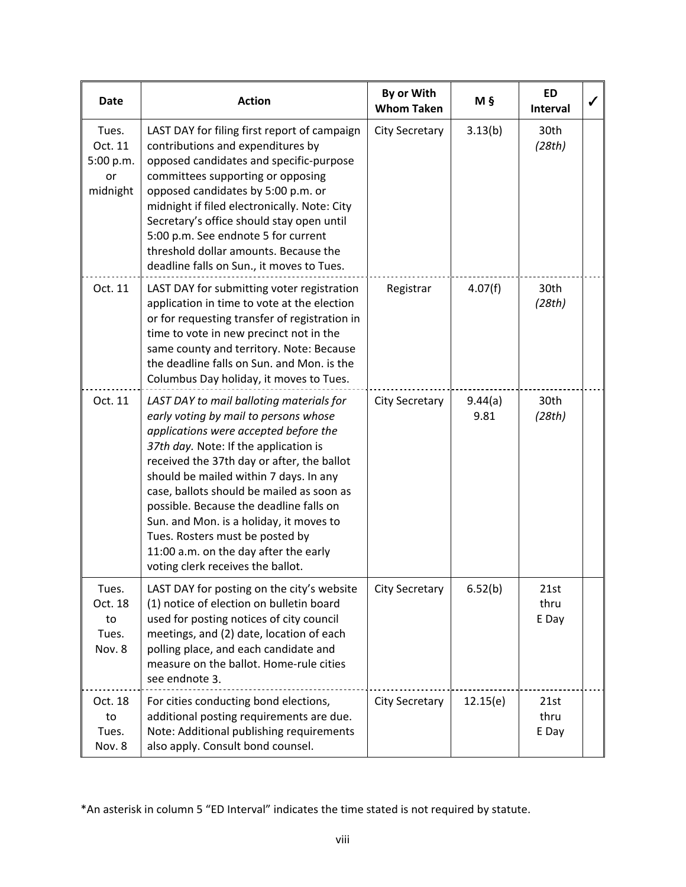| Date | Action | By or With Whom Taken | M § | ED Interval | ✓ |
|---|---|---|---|---|---|
| Tues. Oct. 11 5:00 p.m. or midnight | LAST DAY for filing first report of campaign contributions and expenditures by opposed candidates and specific-purpose committees supporting or opposing opposed candidates by 5:00 p.m. or midnight if filed electronically. Note: City Secretary's office should stay open until 5:00 p.m. See endnote 5 for current threshold dollar amounts. Because the deadline falls on Sun., it moves to Tues. | City Secretary | 3.13(b) | 30th *(28th)* | |
| Oct. 11 | LAST DAY for submitting voter registration application in time to vote at the election or for requesting transfer of registration in time to vote in new precinct not in the same county and territory. Note: Because the deadline falls on Sun. and Mon. is the Columbus Day holiday, it moves to Tues. | Registrar | 4.07(f) | 30th *(28th)* | |
| Oct. 11 | *LAST DAY to mail balloting materials for early voting by mail to persons whose applications were accepted before the 37th day.* Note: If the application is received the 37th day or after, the ballot should be mailed within 7 days. In any case, ballots should be mailed as soon as possible. Because the deadline falls on Sun. and Mon. is a holiday, it moves to Tues. Rosters must be posted by 11:00 a.m. on the day after the early voting clerk receives the ballot. | City Secretary | 9.44(a) 9.81 | 30th *(28th)* | |
| Tues. Oct. 18 to Tues. Nov. 8 | LAST DAY for posting on the city's website (1) notice of election on bulletin board used for posting notices of city council meetings, and (2) date, location of each polling place, and each candidate and measure on the ballot. Home-rule cities see endnote 3. | City Secretary | 6.52(b) | 21st thru E Day | |
| Oct. 18 to Tues. Nov. 8 | For cities conducting bond elections, additional posting requirements are due. Note: Additional publishing requirements also apply. Consult bond counsel. | City Secretary | 12.15(e) | 21st thru E Day | |

*An asterisk in column 5 "ED Interval" indicates the time stated is not required by statute.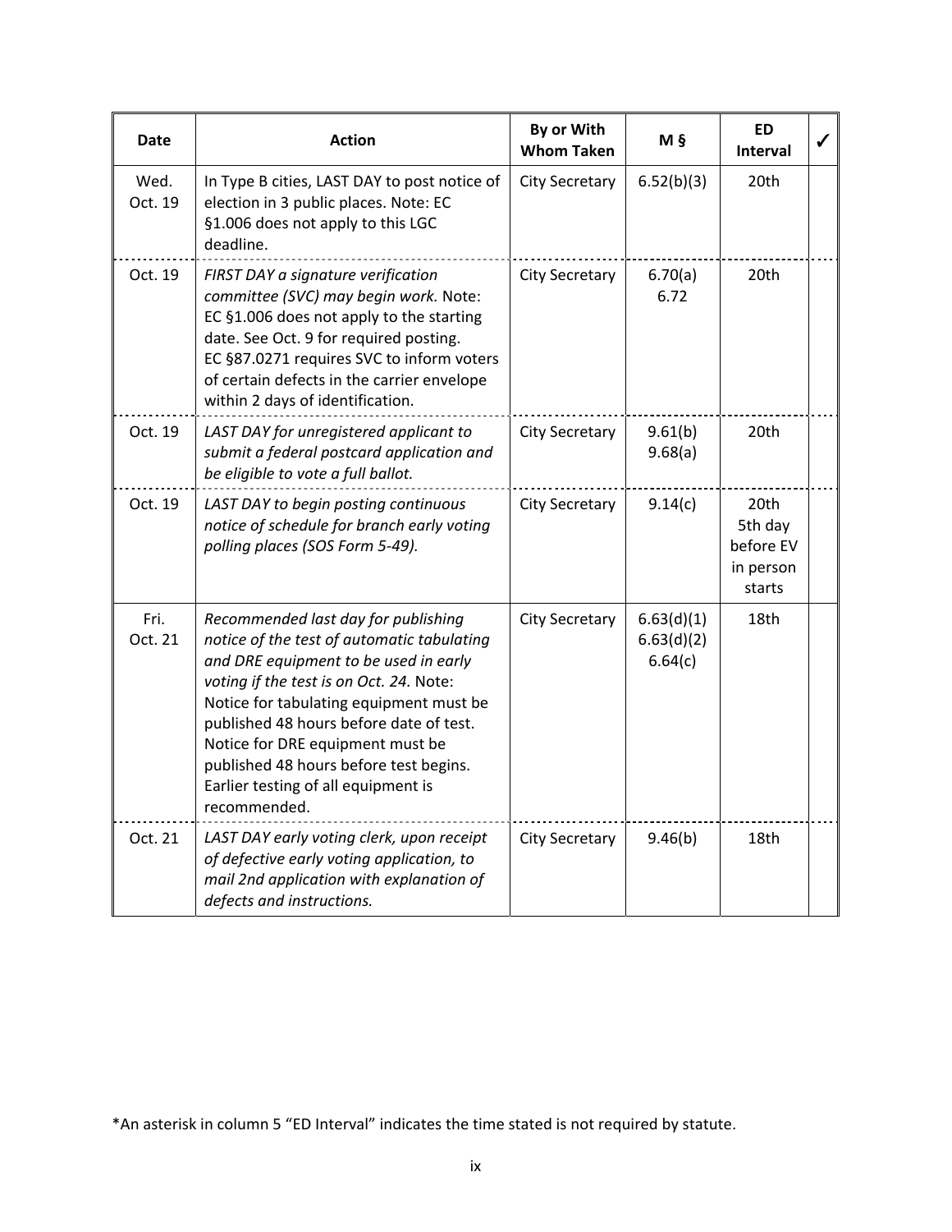| Date | Action | By or With Whom Taken | M § | ED Interval | ✓ |
|---|---|---|---|---|---|
| Wed. Oct. 19 | In Type B cities, LAST DAY to post notice of election in 3 public places. Note: EC §1.006 does not apply to this LGC deadline. | City Secretary | 6.52(b)(3) | 20th | |
| Oct. 19 | *FIRST DAY a signature verification committee (SVC) may begin work.* Note: EC §1.006 does not apply to the starting date. See Oct. 9 for required posting. EC §87.0271 requires SVC to inform voters of certain defects in the carrier envelope within 2 days of identification. | City Secretary | 6.70(a) 6.72 | 20th | |
| Oct. 19 | *LAST DAY for unregistered applicant to submit a federal postcard application and be eligible to vote a full ballot.* | City Secretary | 9.61(b) 9.68(a) | 20th | |
| Oct. 19 | *LAST DAY to begin posting continuous notice of schedule for branch early voting polling places (SOS Form 5-49).* | City Secretary | 9.14(c) | 20th 5th day before EV in person starts | |
| Fri. Oct. 21 | *Recommended last day for publishing notice of the test of automatic tabulating and DRE equipment to be used in early voting if the test is on Oct. 24.* Note: Notice for tabulating equipment must be published 48 hours before date of test. Notice for DRE equipment must be published 48 hours before test begins. Earlier testing of all equipment is recommended. | City Secretary | 6.63(d)(1) 6.63(d)(2) 6.64(c) | 18th | |
| Oct. 21 | *LAST DAY early voting clerk, upon receipt of defective early voting application, to mail 2nd application with explanation of defects and instructions.* | City Secretary | 9.46(b) | 18th | |

*An asterisk in column 5 "ED Interval" indicates the time stated is not required by statute.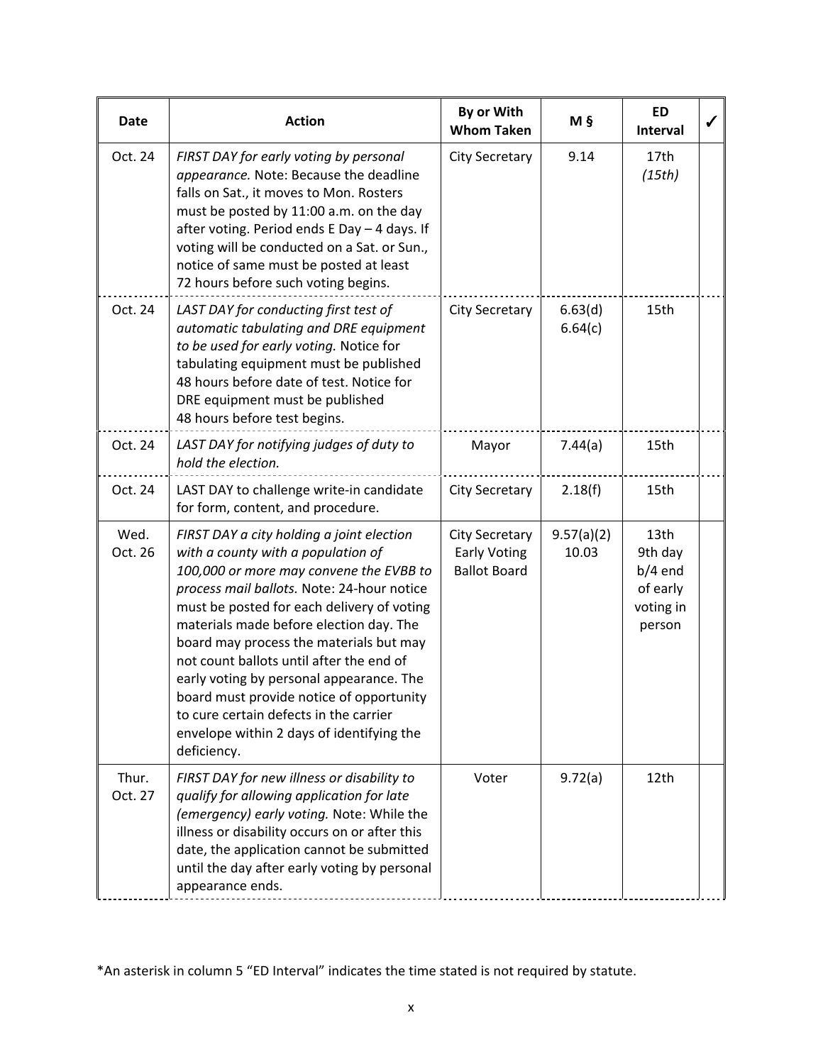| Date | Action | By or With Whom Taken | M § | ED Interval | ✓ |
|---|---|---|---|---|---|
| Oct. 24 | *FIRST DAY for early voting by personal appearance.* Note: Because the deadline falls on Sat., it moves to Mon. Rosters must be posted by 11:00 a.m. on the day after voting. Period ends E Day – 4 days. If voting will be conducted on a Sat. or Sun., notice of same must be posted at least 72 hours before such voting begins. | City Secretary | 9.14 | 17th *(15th)* | |
| Oct. 24 | *LAST DAY for conducting first test of automatic tabulating and DRE equipment to be used for early voting.* Notice for tabulating equipment must be published 48 hours before date of test. Notice for DRE equipment must be published 48 hours before test begins. | City Secretary | 6.63(d) 6.64(c) | 15th | |
| Oct. 24 | *LAST DAY for notifying judges of duty to hold the election.* | Mayor | 7.44(a) | 15th | |
| Oct. 24 | LAST DAY to challenge write-in candidate for form, content, and procedure. | City Secretary | 2.18(f) | 15th | |
| Wed. Oct. 26 | *FIRST DAY a city holding a joint election with a county with a population of 100,000 or more may convene the EVBB to process mail ballots.* Note: 24-hour notice must be posted for each delivery of voting materials made before election day. The board may process the materials but may not count ballots until after the end of early voting by personal appearance. The board must provide notice of opportunity to cure certain defects in the carrier envelope within 2 days of identifying the deficiency. | City Secretary Early Voting Ballot Board | 9.57(a)(2) 10.03 | 13th 9th day b/4 end of early voting in person | |
| Thur. Oct. 27 | *FIRST DAY for new illness or disability to qualify for allowing application for late (emergency) early voting.* Note: While the illness or disability occurs on or after this date, the application cannot be submitted until the day after early voting by personal appearance ends. | Voter | 9.72(a) | 12th | |

*An asterisk in column 5 "ED Interval" indicates the time stated is not required by statute.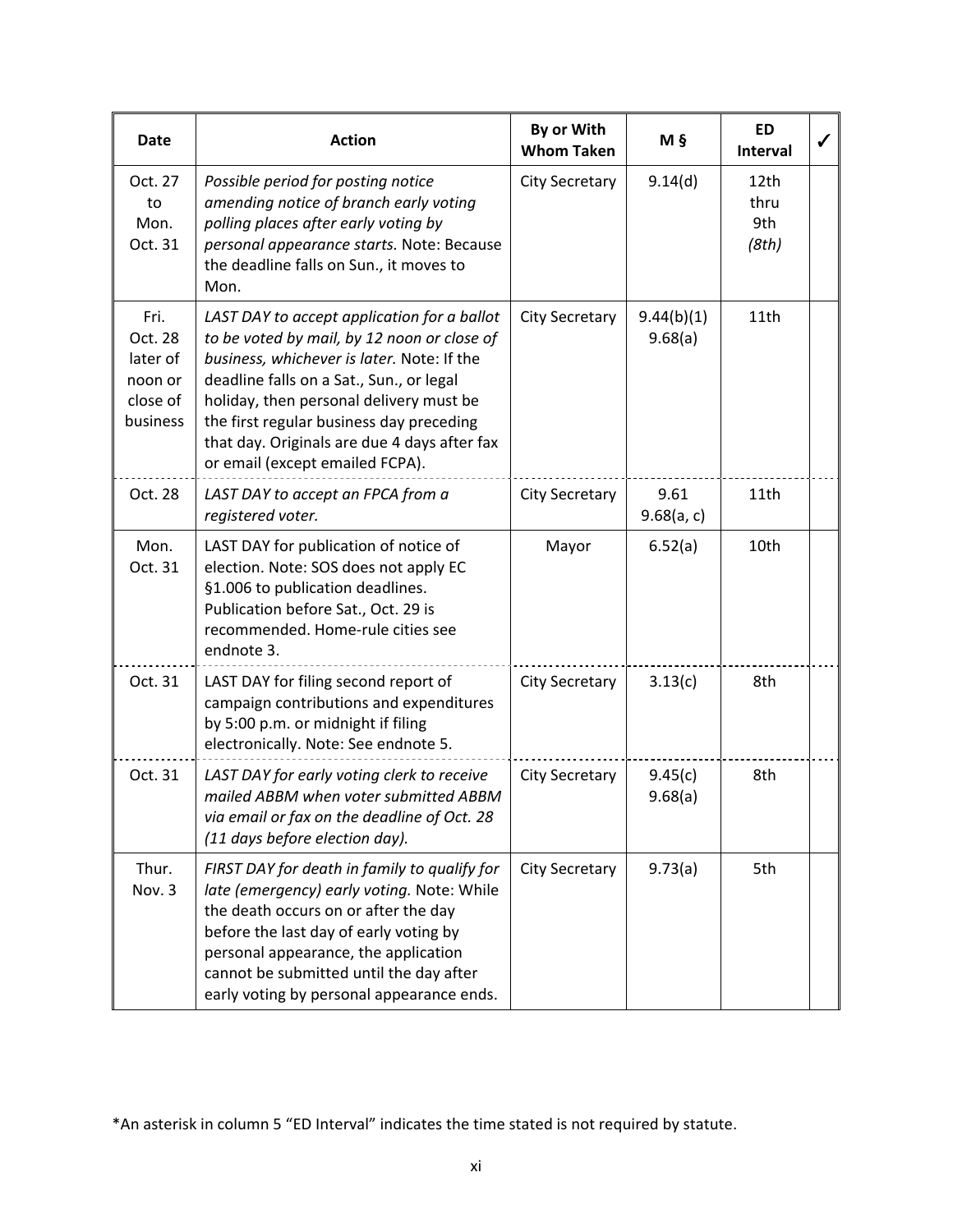| Date | Action | By or With Whom Taken | M § | ED Interval | ✓ |
|---|---|---|---|---|---|
| Oct. 27 to Mon. Oct. 31 | *Possible period for posting notice amending notice of branch early voting polling places after early voting by personal appearance starts.* Note: Because the deadline falls on Sun., it moves to Mon. | City Secretary | 9.14(d) | 12th thru 9th *(8th)* | |
| Fri. Oct. 28 later of noon or close of business | *LAST DAY to accept application for a ballot to be voted by mail, by 12 noon or close of business, whichever is later.* Note: If the deadline falls on a Sat., Sun., or legal holiday, then personal delivery must be the first regular business day preceding that day. Originals are due 4 days after fax or email (except emailed FCPA). | City Secretary | 9.44(b)(1) 9.68(a) | 11th | |
| Oct. 28 | *LAST DAY to accept an FPCA from a registered voter.* | City Secretary | 9.61 9.68(a, c) | 11th | |
| Mon. Oct. 31 | LAST DAY for publication of notice of election. Note: SOS does not apply EC §1.006 to publication deadlines. Publication before Sat., Oct. 29 is recommended. Home-rule cities see endnote 3. | Mayor | 6.52(a) | 10th | |
| Oct. 31 | LAST DAY for filing second report of campaign contributions and expenditures by 5:00 p.m. or midnight if filing electronically. Note: See endnote 5. | City Secretary | 3.13(c) | 8th | |
| Oct. 31 | *LAST DAY for early voting clerk to receive mailed ABBM when voter submitted ABBM via email or fax on the deadline of Oct. 28 (11 days before election day).* | City Secretary | 9.45(c) 9.68(a) | 8th | |
| Thur. Nov. 3 | *FIRST DAY for death in family to qualify for late (emergency) early voting.* Note: While the death occurs on or after the day before the last day of early voting by personal appearance, the application cannot be submitted until the day after early voting by personal appearance ends. | City Secretary | 9.73(a) | 5th | |

*An asterisk in column 5 "ED Interval" indicates the time stated is not required by statute.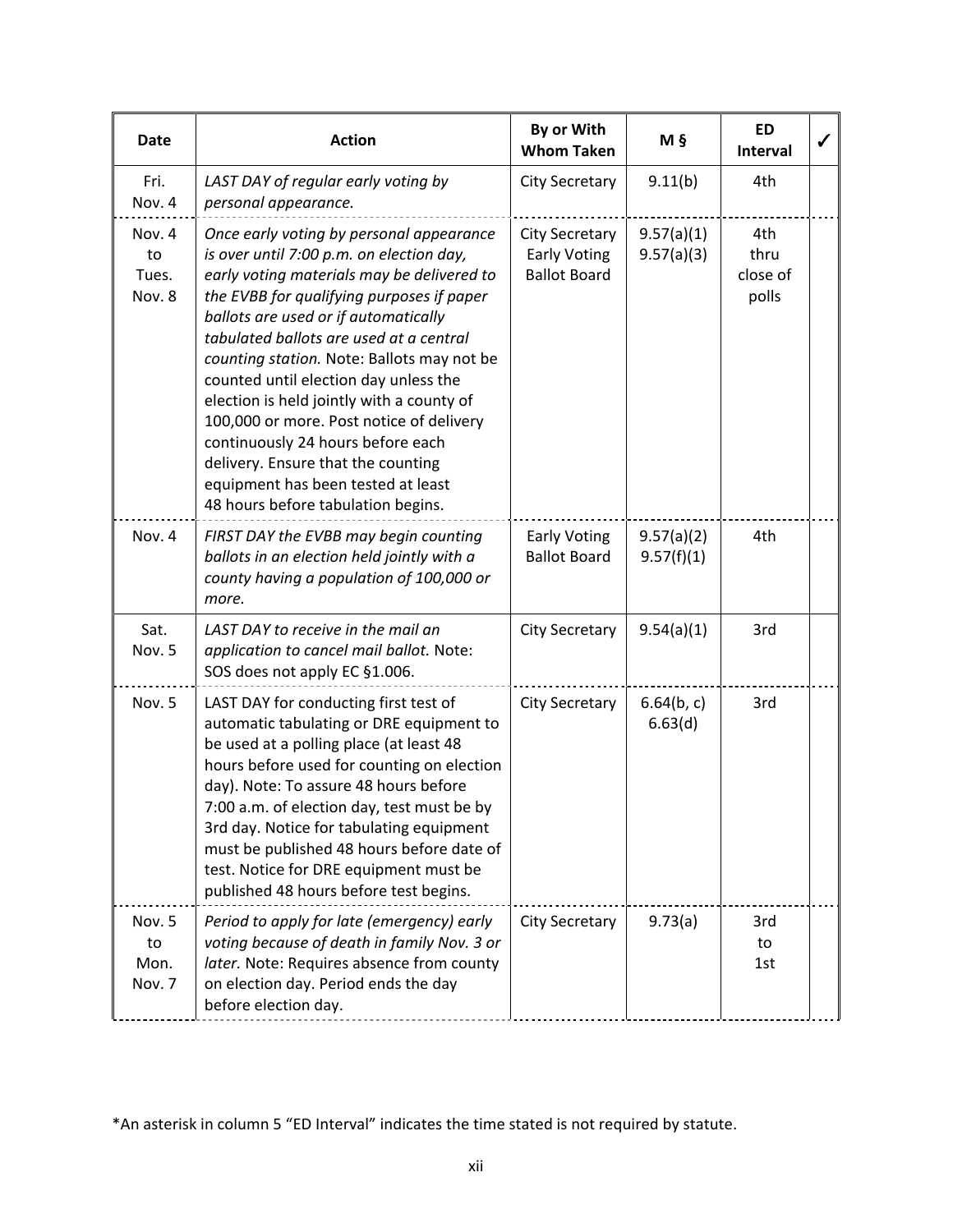| Date | Action | By or With Whom Taken | M § | ED Interval | ✓ |
|---|---|---|---|---|---|
| Fri. Nov. 4 | *LAST DAY of regular early voting by personal appearance.* | City Secretary | 9.11(b) | 4th | |
| Nov. 4 to Tues. Nov. 8 | *Once early voting by personal appearance is over until 7:00 p.m. on election day, early voting materials may be delivered to the EVBB for qualifying purposes if paper ballots are used or if automatically tabulated ballots are used at a central counting station.* Note: Ballots may not be counted until election day unless the election is held jointly with a county of 100,000 or more. Post notice of delivery continuously 24 hours before each delivery. Ensure that the counting equipment has been tested at least 48 hours before tabulation begins. | City Secretary Early Voting Ballot Board | 9.57(a)(1) 9.57(a)(3) | 4th thru close of polls | |
| Nov. 4 | *FIRST DAY the EVBB may begin counting ballots in an election held jointly with a county having a population of 100,000 or more.* | Early Voting Ballot Board | 9.57(a)(2) 9.57(f)(1) | 4th | |
| Sat. Nov. 5 | *LAST DAY to receive in the mail an application to cancel mail ballot.* Note: SOS does not apply EC §1.006. | City Secretary | 9.54(a)(1) | 3rd | |
| Nov. 5 | LAST DAY for conducting first test of automatic tabulating or DRE equipment to be used at a polling place (at least 48 hours before used for counting on election day). Note: To assure 48 hours before 7:00 a.m. of election day, test must be by 3rd day. Notice for tabulating equipment must be published 48 hours before date of test. Notice for DRE equipment must be published 48 hours before test begins. | City Secretary | 6.64(b, c) 6.63(d) | 3rd | |
| Nov. 5 to Mon. Nov. 7 | *Period to apply for late (emergency) early voting because of death in family Nov. 3 or later.* Note: Requires absence from county on election day. Period ends the day before election day. | City Secretary | 9.73(a) | 3rd to 1st | |

*An asterisk in column 5 "ED Interval" indicates the time stated is not required by statute.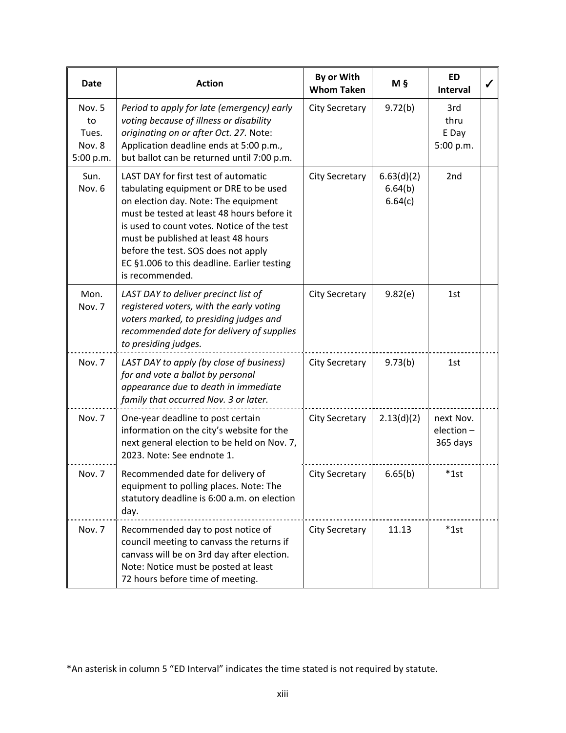| Date | Action | By or With Whom Taken | M § | ED Interval | ✓ |
|---|---|---|---|---|---|
| Nov. 5 to Tues. Nov. 8 5:00 p.m. | *Period to apply for late (emergency) early voting because of illness or disability originating on or after Oct. 27.* Note: Application deadline ends at 5:00 p.m., but ballot can be returned until 7:00 p.m. | City Secretary | 9.72(b) | 3rd thru E Day 5:00 p.m. | |
| Sun. Nov. 6 | LAST DAY for first test of automatic tabulating equipment or DRE to be used on election day. Note: The equipment must be tested at least 48 hours before it is used to count votes. Notice of the test must be published at least 48 hours before the test. SOS does not apply EC §1.006 to this deadline. Earlier testing is recommended. | City Secretary | 6.63(d)(2) 6.64(b) 6.64(c) | 2nd | |
| Mon. Nov. 7 | *LAST DAY to deliver precinct list of registered voters, with the early voting voters marked, to presiding judges and recommended date for delivery of supplies to presiding judges.* | City Secretary | 9.82(e) | 1st | |
| Nov. 7 | *LAST DAY to apply (by close of business) for and vote a ballot by personal appearance due to death in immediate family that occurred Nov. 3 or later.* | City Secretary | 9.73(b) | 1st | |
| Nov. 7 | One-year deadline to post certain information on the city's website for the next general election to be held on Nov. 7, 2023. Note: See endnote 1. | City Secretary | 2.13(d)(2) | next Nov. election – 365 days | |
| Nov. 7 | Recommended date for delivery of equipment to polling places. Note: The statutory deadline is 6:00 a.m. on election day. | City Secretary | 6.65(b) | *1st | |
| Nov. 7 | Recommended day to post notice of council meeting to canvass the returns if canvass will be on 3rd day after election. Note: Notice must be posted at least 72 hours before time of meeting. | City Secretary | 11.13 | *1st | |

*An asterisk in column 5 "ED Interval" indicates the time stated is not required by statute.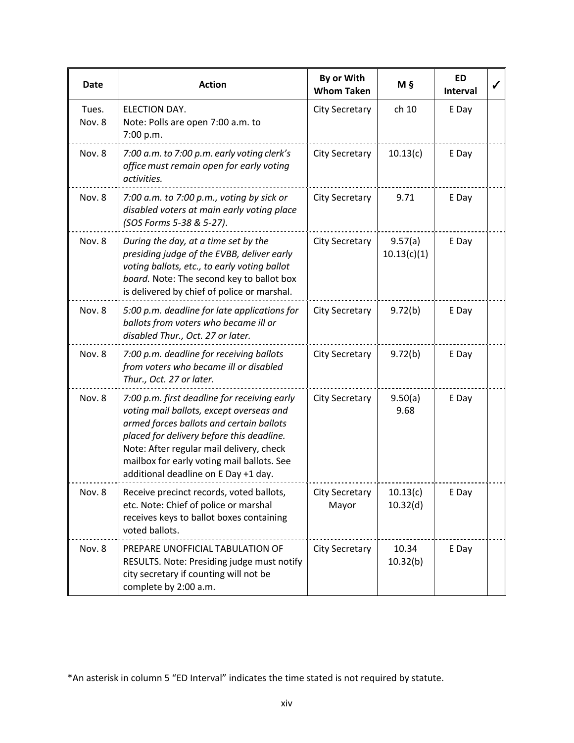| Date | Action | By or With Whom Taken | M § | ED Interval | ✓ |
|---|---|---|---|---|---|
| Tues. Nov. 8 | ELECTION DAY. Note: Polls are open 7:00 a.m. to 7:00 p.m. | City Secretary | ch 10 | E Day | |
| Nov. 8 | *7:00 a.m. to 7:00 p.m. early voting clerk's office must remain open for early voting activities.* | City Secretary | 10.13(c) | E Day | |
| Nov. 8 | *7:00 a.m. to 7:00 p.m., voting by sick or disabled voters at main early voting place (SOS Forms 5-38 & 5-27).* | City Secretary | 9.71 | E Day | |
| Nov. 8 | *During the day, at a time set by the presiding judge of the EVBB, deliver early voting ballots, etc., to early voting ballot board.* Note: The second key to ballot box is delivered by chief of police or marshal. | City Secretary | 9.57(a) 10.13(c)(1) | E Day | |
| Nov. 8 | *5:00 p.m. deadline for late applications for ballots from voters who became ill or disabled Thur., Oct. 27 or later.* | City Secretary | 9.72(b) | E Day | |
| Nov. 8 | *7:00 p.m. deadline for receiving ballots from voters who became ill or disabled Thur., Oct. 27 or later.* | City Secretary | 9.72(b) | E Day | |
| Nov. 8 | *7:00 p.m. first deadline for receiving early voting mail ballots, except overseas and armed forces ballots and certain ballots placed for delivery before this deadline.* Note: After regular mail delivery, check mailbox for early voting mail ballots. See additional deadline on E Day +1 day. | City Secretary | 9.50(a) 9.68 | E Day | |
| Nov. 8 | Receive precinct records, voted ballots, etc. Note: Chief of police or marshal receives keys to ballot boxes containing voted ballots. | City Secretary Mayor | 10.13(c) 10.32(d) | E Day | |
| Nov. 8 | PREPARE UNOFFICIAL TABULATION OF RESULTS. Note: Presiding judge must notify city secretary if counting will not be complete by 2:00 a.m. | City Secretary | 10.34 10.32(b) | E Day | |

*An asterisk in column 5 "ED Interval" indicates the time stated is not required by statute.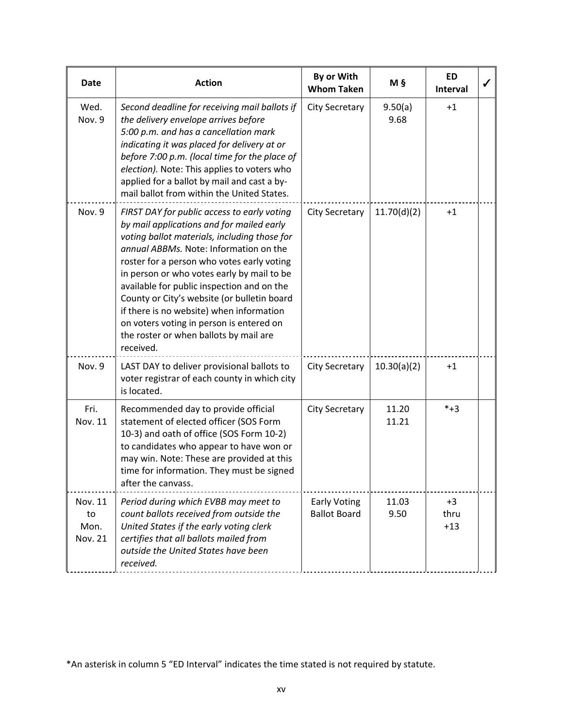| Date | Action | By or With Whom Taken | M § | ED Interval | ✓ |
|---|---|---|---|---|---|
| Wed. Nov. 9 | *Second deadline for receiving mail ballots if the delivery envelope arrives before 5:00 p.m. and has a cancellation mark indicating it was placed for delivery at or before 7:00 p.m. (local time for the place of election).* Note: This applies to voters who applied for a ballot by mail and cast a by-mail ballot from within the United States. | City Secretary | 9.50(a) 9.68 | +1 | |
| Nov. 9 | *FIRST DAY for public access to early voting by mail applications and for mailed early voting ballot materials, including those for annual ABBMs.* Note: Information on the roster for a person who votes early voting in person or who votes early by mail to be available for public inspection and on the County or City's website (or bulletin board if there is no website) when information on voters voting in person is entered on the roster or when ballots by mail are received. | City Secretary | 11.70(d)(2) | +1 | |
| Nov. 9 | LAST DAY to deliver provisional ballots to voter registrar of each county in which city is located. | City Secretary | 10.30(a)(2) | +1 | |
| Fri. Nov. 11 | Recommended day to provide official statement of elected officer (SOS Form 10-3) and oath of office (SOS Form 10-2) to candidates who appear to have won or may win. Note: These are provided at this time for information. They must be signed after the canvass. | City Secretary | 11.20 11.21 | *+3 | |
| Nov. 11 to Mon. Nov. 21 | *Period during which EVBB may meet to count ballots received from outside the United States if the early voting clerk certifies that all ballots mailed from outside the United States have been received.* | Early Voting Ballot Board | 11.03 9.50 | +3 thru +13 | |

*An asterisk in column 5 "ED Interval" indicates the time stated is not required by statute.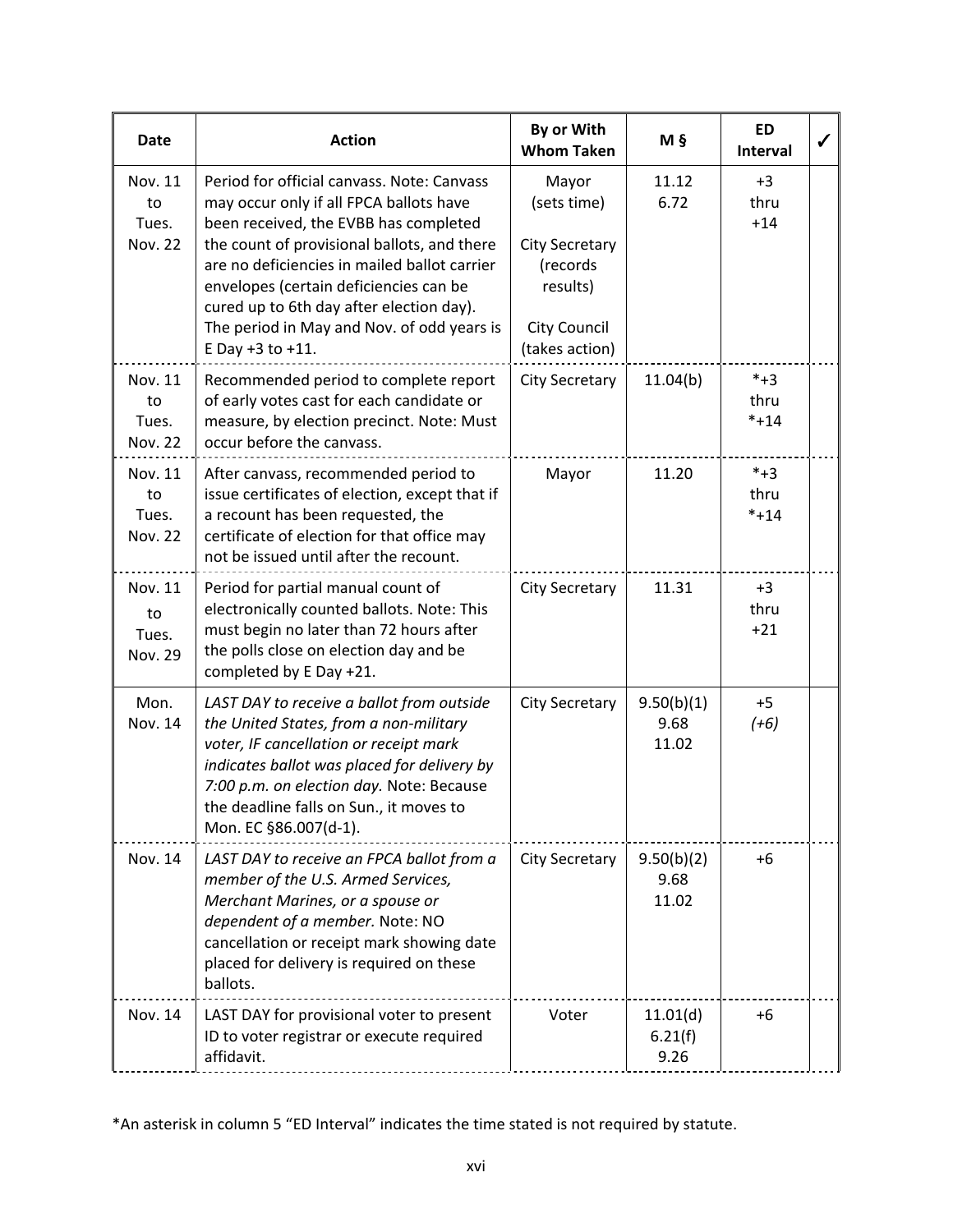| Date | Action | By or With Whom Taken | M § | ED Interval | ✓ |
|---|---|---|---|---|---|
| Nov. 11 to Tues. Nov. 22 | Period for official canvass. Note: Canvass may occur only if all FPCA ballots have been received, the EVBB has completed the count of provisional ballots, and there are no deficiencies in mailed ballot carrier envelopes (certain deficiencies can be cured up to 6th day after election day). The period in May and Nov. of odd years is E Day +3 to +11. | Mayor (sets time) City Secretary (records results) City Council (takes action) | 11.12 6.72 | +3 thru +14 | |
| Nov. 11 to Tues. Nov. 22 | Recommended period to complete report of early votes cast for each candidate or measure, by election precinct. Note: Must occur before the canvass. | City Secretary | 11.04(b) | *+3 thru *+14 | |
| Nov. 11 to Tues. Nov. 22 | After canvass, recommended period to issue certificates of election, except that if a recount has been requested, the certificate of election for that office may not be issued until after the recount. | Mayor | 11.20 | *+3 thru *+14 | |
| Nov. 11 to Tues. Nov. 29 | Period for partial manual count of electronically counted ballots. Note: This must begin no later than 72 hours after the polls close on election day and be completed by E Day +21. | City Secretary | 11.31 | +3 thru +21 | |
| Mon. Nov. 14 | *LAST DAY to receive a ballot from outside the United States, from a non-military voter, IF cancellation or receipt mark indicates ballot was placed for delivery by 7:00 p.m. on election day.* Note: Because the deadline falls on Sun., it moves to Mon. EC §86.007(d-1). | City Secretary | 9.50(b)(1) 9.68 11.02 | +5 *(+6)* | |
| Nov. 14 | *LAST DAY to receive an FPCA ballot from a member of the U.S. Armed Services, Merchant Marines, or a spouse or dependent of a member.* Note: NO cancellation or receipt mark showing date placed for delivery is required on these ballots. | City Secretary | 9.50(b)(2) 9.68 11.02 | +6 | |
| Nov. 14 | LAST DAY for provisional voter to present ID to voter registrar or execute required affidavit. | Voter | 11.01(d) 6.21(f) 9.26 | +6 | |

*An asterisk in column 5 "ED Interval" indicates the time stated is not required by statute.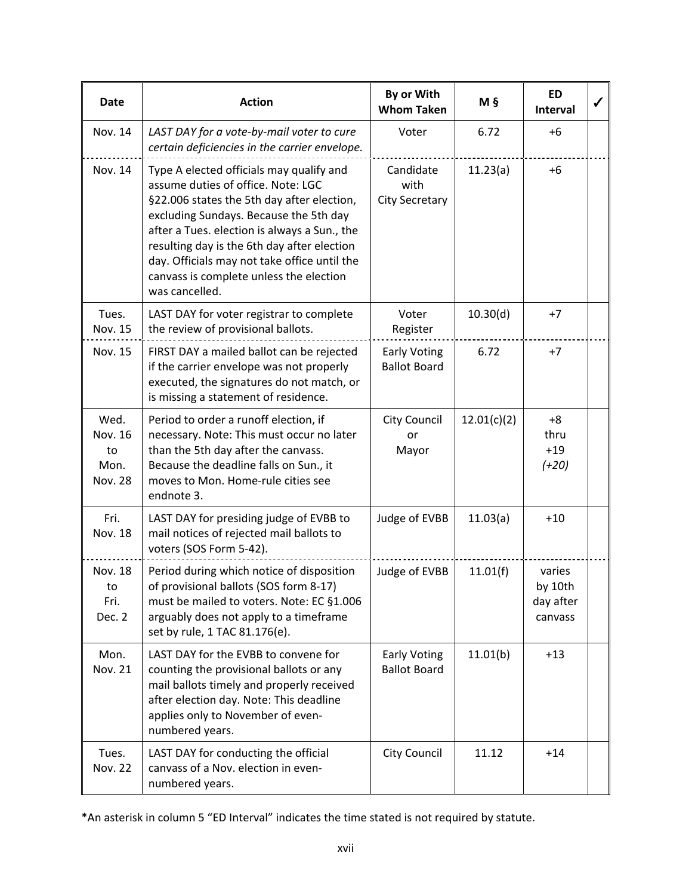| Date | Action | By or With Whom Taken | M § | ED Interval | ✓ |
|---|---|---|---|---|---|
| Nov. 14 | *LAST DAY for a vote-by-mail voter to cure certain deficiencies in the carrier envelope.* | Voter | 6.72 | +6 | |
| Nov. 14 | Type A elected officials may qualify and assume duties of office. Note: LGC §22.006 states the 5th day after election, excluding Sundays. Because the 5th day after a Tues. election is always a Sun., the resulting day is the 6th day after election day. Officials may not take office until the canvass is complete unless the election was cancelled. | Candidate with City Secretary | 11.23(a) | +6 | |
| Tues. Nov. 15 | LAST DAY for voter registrar to complete the review of provisional ballots. | Voter Register | 10.30(d) | +7 | |
| Nov. 15 | FIRST DAY a mailed ballot can be rejected if the carrier envelope was not properly executed, the signatures do not match, or is missing a statement of residence. | Early Voting Ballot Board | 6.72 | +7 | |
| Wed. Nov. 16 to Mon. Nov. 28 | Period to order a runoff election, if necessary. Note: This must occur no later than the 5th day after the canvass. Because the deadline falls on Sun., it moves to Mon. Home-rule cities see endnote 3. | City Council or Mayor | 12.01(c)(2) | +8 thru +19 *(+20)* | |
| Fri. Nov. 18 | LAST DAY for presiding judge of EVBB to mail notices of rejected mail ballots to voters (SOS Form 5-42). | Judge of EVBB | 11.03(a) | +10 | |
| Nov. 18 to Fri. Dec. 2 | Period during which notice of disposition of provisional ballots (SOS form 8-17) must be mailed to voters. Note: EC §1.006 arguably does not apply to a timeframe set by rule, 1 TAC 81.176(e). | Judge of EVBB | 11.01(f) | varies by 10th day after canvass | |
| Mon. Nov. 21 | LAST DAY for the EVBB to convene for counting the provisional ballots or any mail ballots timely and properly received after election day. Note: This deadline applies only to November of even-numbered years. | Early Voting Ballot Board | 11.01(b) | +13 | |
| Tues. Nov. 22 | LAST DAY for conducting the official canvass of a Nov. election in even-numbered years. | City Council | 11.12 | +14 | |

*An asterisk in column 5 "ED Interval" indicates the time stated is not required by statute.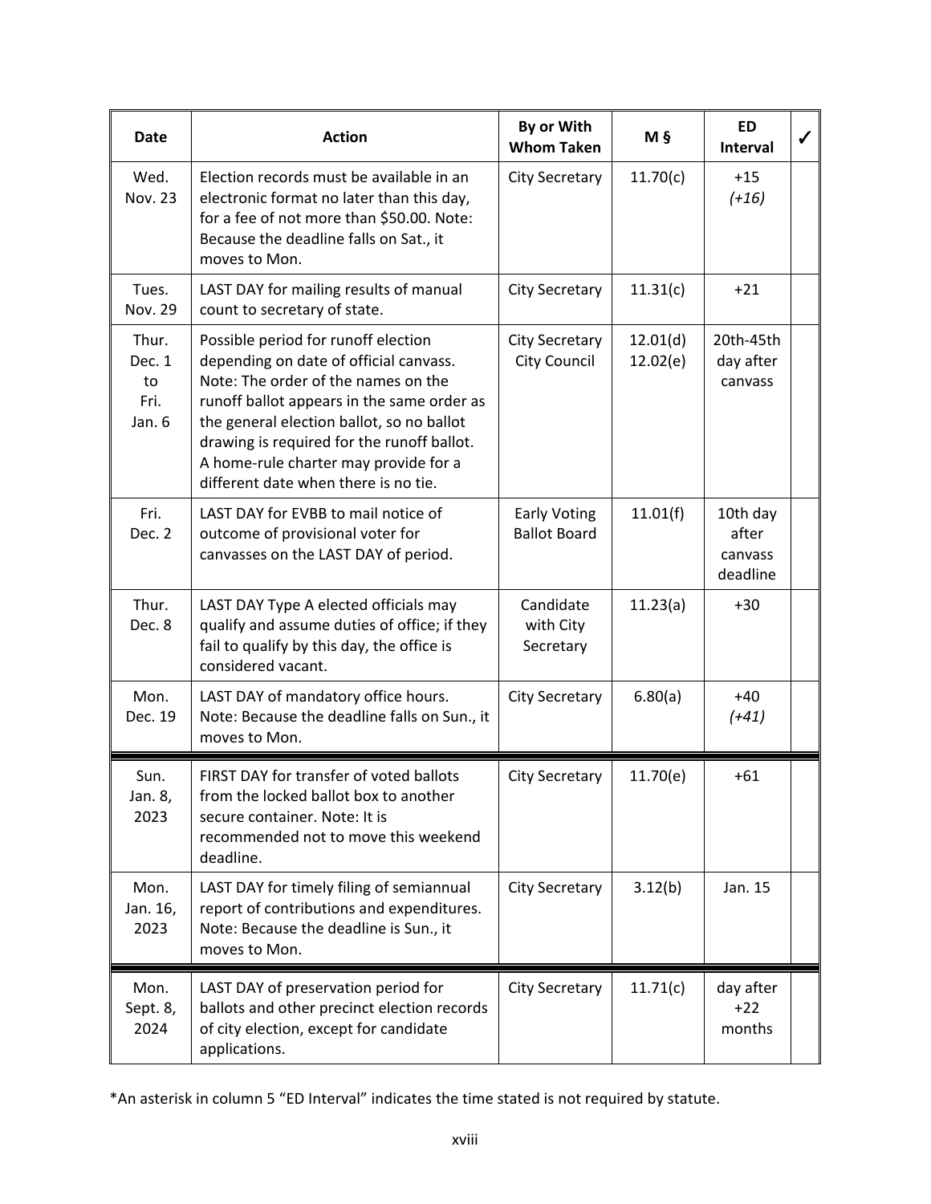| Date | Action | By or With Whom Taken | M § | ED Interval | ✓ |
|---|---|---|---|---|---|
| Wed. Nov. 23 | Election records must be available in an electronic format no later than this day, for a fee of not more than $50.00. Note: Because the deadline falls on Sat., it moves to Mon. | City Secretary | 11.70(c) | +15 *(+16)* | |
| Tues. Nov. 29 | LAST DAY for mailing results of manual count to secretary of state. | City Secretary | 11.31(c) | +21 | |
| Thur. Dec. 1 to Fri. Jan. 6 | Possible period for runoff election depending on date of official canvass. Note: The order of the names on the runoff ballot appears in the same order as the general election ballot, so no ballot drawing is required for the runoff ballot. A home-rule charter may provide for a different date when there is no tie. | City Secretary City Council | 12.01(d) 12.02(e) | 20th-45th day after canvass | |
| Fri. Dec. 2 | LAST DAY for EVBB to mail notice of outcome of provisional voter for canvasses on the LAST DAY of period. | Early Voting Ballot Board | 11.01(f) | 10th day after canvass deadline | |
| Thur. Dec. 8 | LAST DAY Type A elected officials may qualify and assume duties of office; if they fail to qualify by this day, the office is considered vacant. | Candidate with City Secretary | 11.23(a) | +30 | |
| Mon. Dec. 19 | LAST DAY of mandatory office hours. Note: Because the deadline falls on Sun., it moves to Mon. | City Secretary | 6.80(a) | +40 *(+41)* | |
| Sun. Jan. 8, 2023 | FIRST DAY for transfer of voted ballots from the locked ballot box to another secure container. Note: It is recommended not to move this weekend deadline. | City Secretary | 11.70(e) | +61 | |
| Mon. Jan. 16, 2023 | LAST DAY for timely filing of semiannual report of contributions and expenditures. Note: Because the deadline is Sun., it moves to Mon. | City Secretary | 3.12(b) | Jan. 15 | |
| Mon. Sept. 8, 2024 | LAST DAY of preservation period for ballots and other precinct election records of city election, except for candidate applications. | City Secretary | 11.71(c) | day after +22 months | |

*An asterisk in column 5 "ED Interval" indicates the time stated is not required by statute.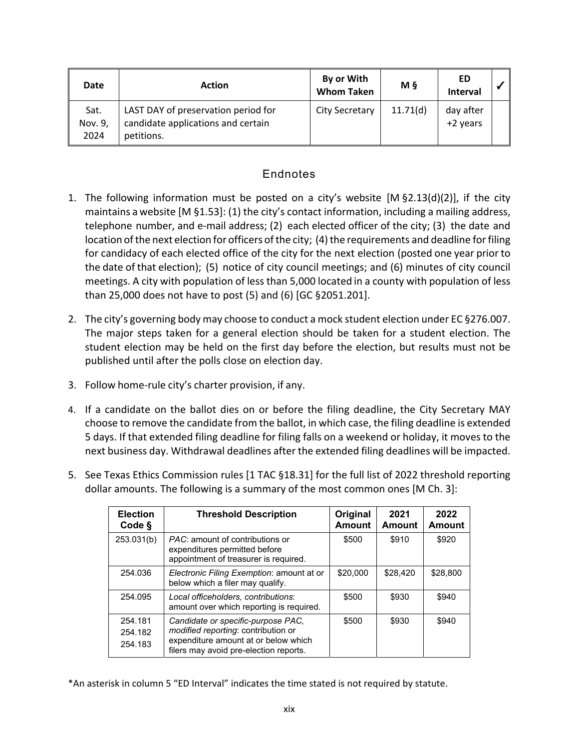| Date | Action | By or With Whom Taken | M § | ED Interval | ✓ |
|---|---|---|---|---|---|
| Sat. Nov. 9, 2024 | LAST DAY of preservation period for candidate applications and certain petitions. | City Secretary | 11.71(d) | day after +2 years | |

## Endnotes

1. The following information must be posted on a city's website [M §2.13(d)(2)], if the city maintains a website [M §1.53]: (1) the city's contact information, including a mailing address, telephone number, and e-mail address; (2) each elected officer of the city; (3) the date and location of the next election for officers of the city; (4) the requirements and deadline for filing for candidacy of each elected office of the city for the next election (posted one year prior to the date of that election); (5) notice of city council meetings; and (6) minutes of city council meetings. A city with population of less than 5,000 located in a county with population of less than 25,000 does not have to post (5) and (6) [GC §2051.201].

2. The city's governing body may choose to conduct a mock student election under EC §276.007. The major steps taken for a general election should be taken for a student election. The student election may be held on the first day before the election, but results must not be published until after the polls close on election day.

3. Follow home-rule city's charter provision, if any.

4. If a candidate on the ballot dies on or before the filing deadline, the City Secretary MAY choose to remove the candidate from the ballot, in which case, the filing deadline is extended 5 days. If that extended filing deadline for filing falls on a weekend or holiday, it moves to the next business day. Withdrawal deadlines after the extended filing deadlines will be impacted.

5. See Texas Ethics Commission rules [1 TAC §18.31] for the full list of 2022 threshold reporting dollar amounts. The following is a summary of the most common ones [M Ch. 3]:

| Election Code § | Threshold Description | Original Amount | 2021 Amount | 2022 Amount |
|---|---|---|---|---|
| 253.031(b) | *PAC*: amount of contributions or expenditures permitted before appointment of treasurer is required. | $500 | $910 | $920 |
| 254.036 | *Electronic Filing Exemption*: amount at or below which a filer may qualify. | $20,000 | $28,420 | $28,800 |
| 254.095 | *Local officeholders, contributions*: amount over which reporting is required. | $500 | $930 | $940 |
| 254.181<br>254.182<br>254.183 | *Candidate or specific-purpose PAC, modified reporting*: contribution or expenditure amount at or below which filers may avoid pre-election reports. | $500 | $930 | $940 |

*An asterisk in column 5 "ED Interval" indicates the time stated is not required by statute.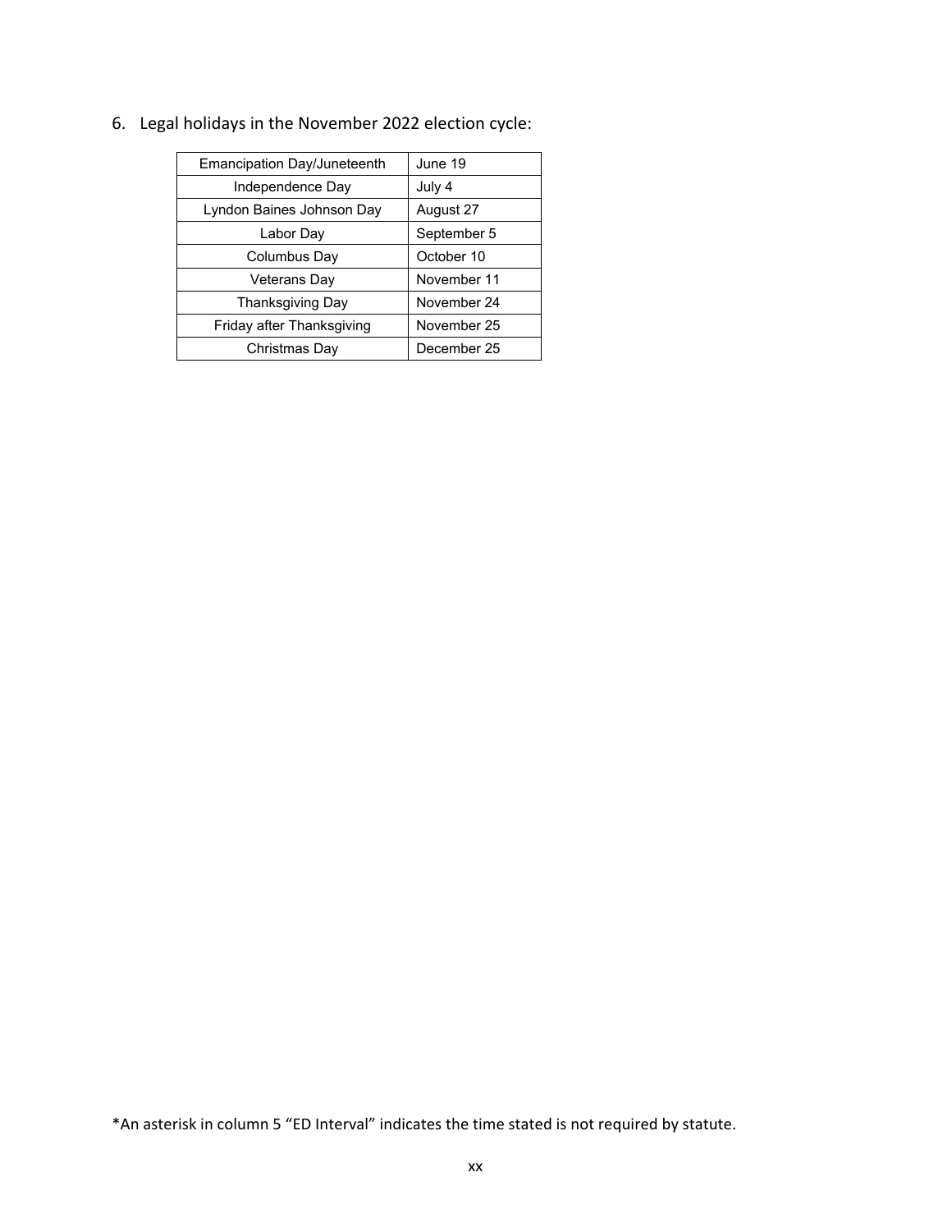6. Legal holidays in the November 2022 election cycle:

| | |
|---|---|
| Emancipation Day/Juneteenth | June 19 |
| Independence Day | July 4 |
| Lyndon Baines Johnson Day | August 27 |
| Labor Day | September 5 |
| Columbus Day | October 10 |
| Veterans Day | November 11 |
| Thanksgiving Day | November 24 |
| Friday after Thanksgiving | November 25 |
| Christmas Day | December 25 |

*An asterisk in column 5 "ED Interval" indicates the time stated is not required by statute.